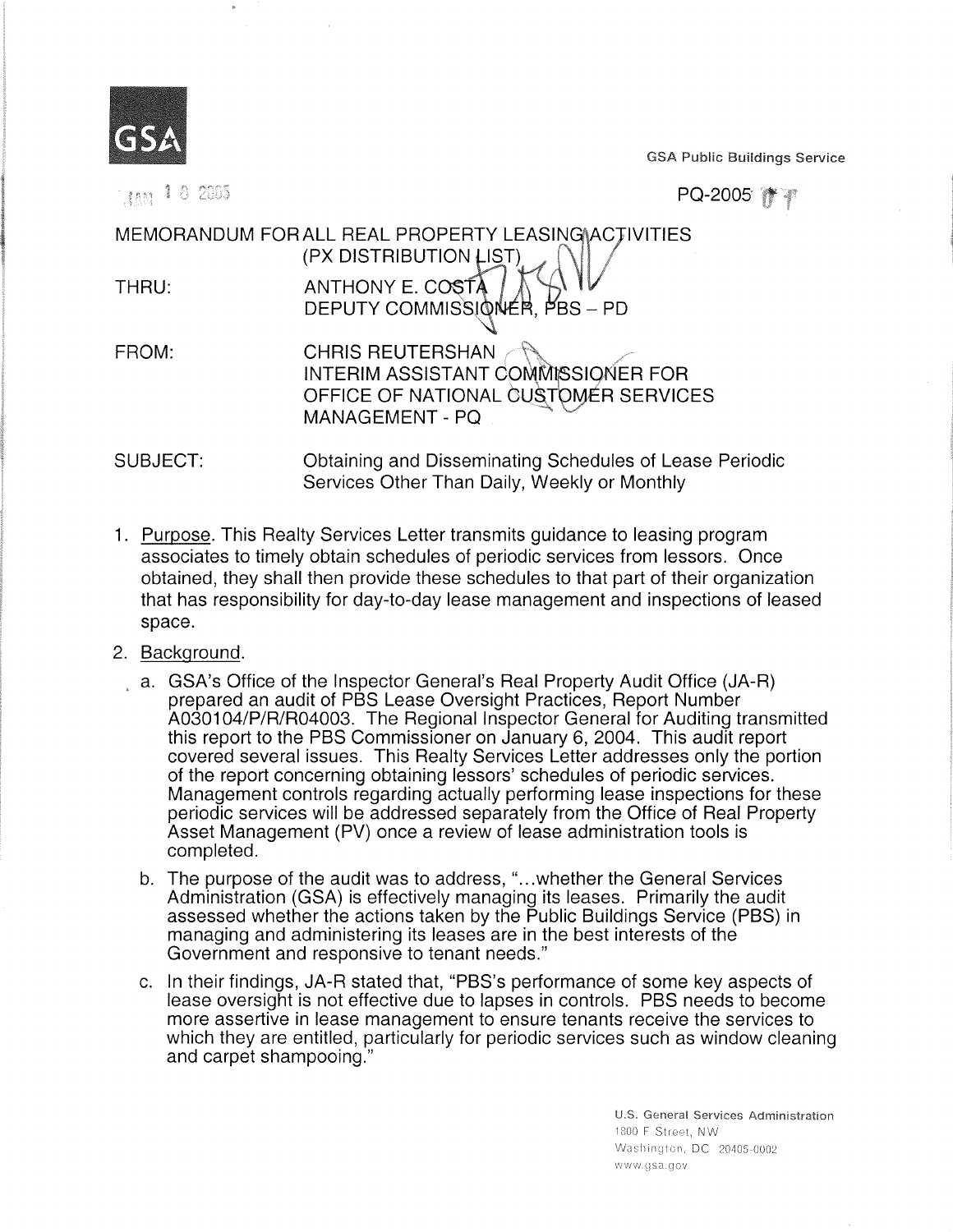GSA

GSA Public Buildings Service

JAN 1 8 2005

PQ-2005-07

MEMORANDUM FOR ALL REAL PROPERTY LEASING ACTIVITIES (PX DISTRIBUTION LIST)

THRU: ANTHONY E. COSTA
DEPUTY COMMISSIONER, PBS – PD

FROM: CHRIS REUTERSHAN
INTERIM ASSISTANT COMMISSIONER FOR OFFICE OF NATIONAL CUSTOMER SERVICES MANAGEMENT - PQ

SUBJECT: Obtaining and Disseminating Schedules of Lease Periodic Services Other Than Daily, Weekly or Monthly

1. Purpose. This Realty Services Letter transmits guidance to leasing program associates to timely obtain schedules of periodic services from lessors. Once obtained, they shall then provide these schedules to that part of their organization that has responsibility for day-to-day lease management and inspections of leased space.

2. Background.

   a. GSA's Office of the Inspector General's Real Property Audit Office (JA-R) prepared an audit of PBS Lease Oversight Practices, Report Number A030104/P/R/R04003. The Regional Inspector General for Auditing transmitted this report to the PBS Commissioner on January 6, 2004. This audit report covered several issues. This Realty Services Letter addresses only the portion of the report concerning obtaining lessors' schedules of periodic services. Management controls regarding actually performing lease inspections for these periodic services will be addressed separately from the Office of Real Property Asset Management (PV) once a review of lease administration tools is completed.

   b. The purpose of the audit was to address, "...whether the General Services Administration (GSA) is effectively managing its leases. Primarily the audit assessed whether the actions taken by the Public Buildings Service (PBS) in managing and administering its leases are in the best interests of the Government and responsive to tenant needs."

   c. In their findings, JA-R stated that, "PBS's performance of some key aspects of lease oversight is not effective due to lapses in controls. PBS needs to become more assertive in lease management to ensure tenants receive the services to which they are entitled, particularly for periodic services such as window cleaning and carpet shampooing."

U.S. General Services Administration
1800 F Street, NW
Washington, DC 20405-0002
www.gsa.gov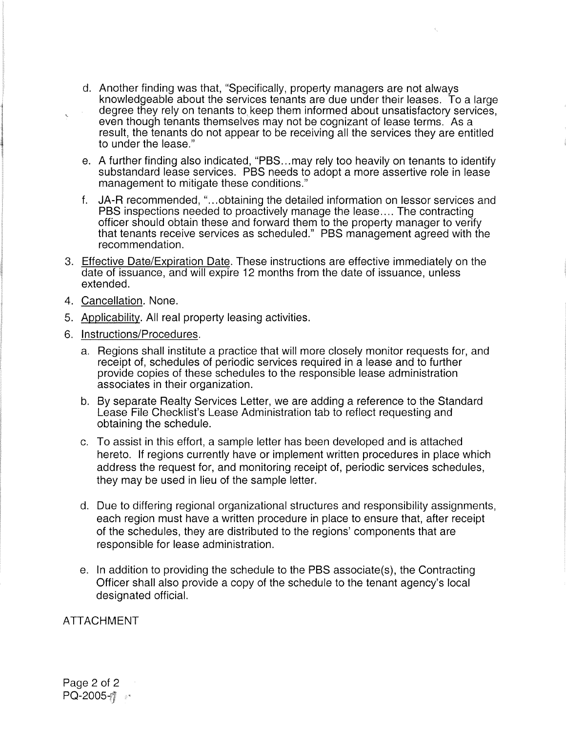d. Another finding was that, "Specifically, property managers are not always knowledgeable about the services tenants are due under their leases. To a large degree they rely on tenants to keep them informed about unsatisfactory services, even though tenants themselves may not be cognizant of lease terms. As a result, the tenants do not appear to be receiving all the services they are entitled to under the lease."

e. A further finding also indicated, "PBS...may rely too heavily on tenants to identify substandard lease services. PBS needs to adopt a more assertive role in lease management to mitigate these conditions."

f. JA-R recommended, "...obtaining the detailed information on lessor services and PBS inspections needed to proactively manage the lease.... The contracting officer should obtain these and forward them to the property manager to verify that tenants receive services as scheduled." PBS management agreed with the recommendation.

3. Effective Date/Expiration Date. These instructions are effective immediately on the date of issuance, and will expire 12 months from the date of issuance, unless extended.

4. Cancellation. None.

5. Applicability. All real property leasing activities.

6. Instructions/Procedures.

   a. Regions shall institute a practice that will more closely monitor requests for, and receipt of, schedules of periodic services required in a lease and to further provide copies of these schedules to the responsible lease administration associates in their organization.

   b. By separate Realty Services Letter, we are adding a reference to the Standard Lease File Checklist's Lease Administration tab to reflect requesting and obtaining the schedule.

   c. To assist in this effort, a sample letter has been developed and is attached hereto. If regions currently have or implement written procedures in place which address the request for, and monitoring receipt of, periodic services schedules, they may be used in lieu of the sample letter.

   d. Due to differing regional organizational structures and responsibility assignments, each region must have a written procedure in place to ensure that, after receipt of the schedules, they are distributed to the regions' components that are responsible for lease administration.

   e. In addition to providing the schedule to the PBS associate(s), the Contracting Officer shall also provide a copy of the schedule to the tenant agency's local designated official.

ATTACHMENT

PQ-2005-7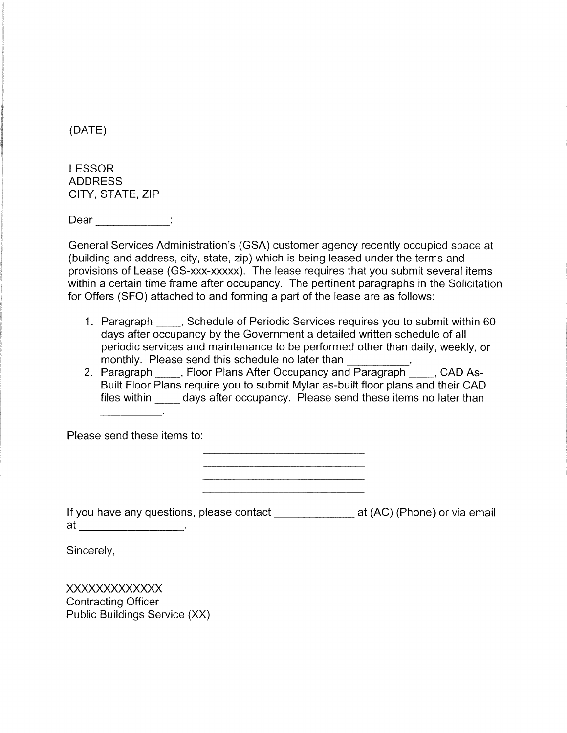(DATE)

LESSOR
ADDRESS
CITY, STATE, ZIP

Dear ____________:

General Services Administration's (GSA) customer agency recently occupied space at (building and address, city, state, zip) which is being leased under the terms and provisions of Lease (GS-xxx-xxxxx). The lease requires that you submit several items within a certain time frame after occupancy. The pertinent paragraphs in the Solicitation for Offers (SFO) attached to and forming a part of the lease are as follows:

1. Paragraph ____, Schedule of Periodic Services requires you to submit within 60 days after occupancy by the Government a detailed written schedule of all periodic services and maintenance to be performed other than daily, weekly, or monthly. Please send this schedule no later than __________.
2. Paragraph ____, Floor Plans After Occupancy and Paragraph ____, CAD As-Built Floor Plans require you to submit Mylar as-built floor plans and their CAD files within ____ days after occupancy. Please send these items no later than __________.

Please send these items to:

____________________________
____________________________
____________________________
____________________________

If you have any questions, please contact _____________ at (AC) (Phone) or via email at _________________.

Sincerely,

XXXXXXXXXXXXX
Contracting Officer
Public Buildings Service (XX)